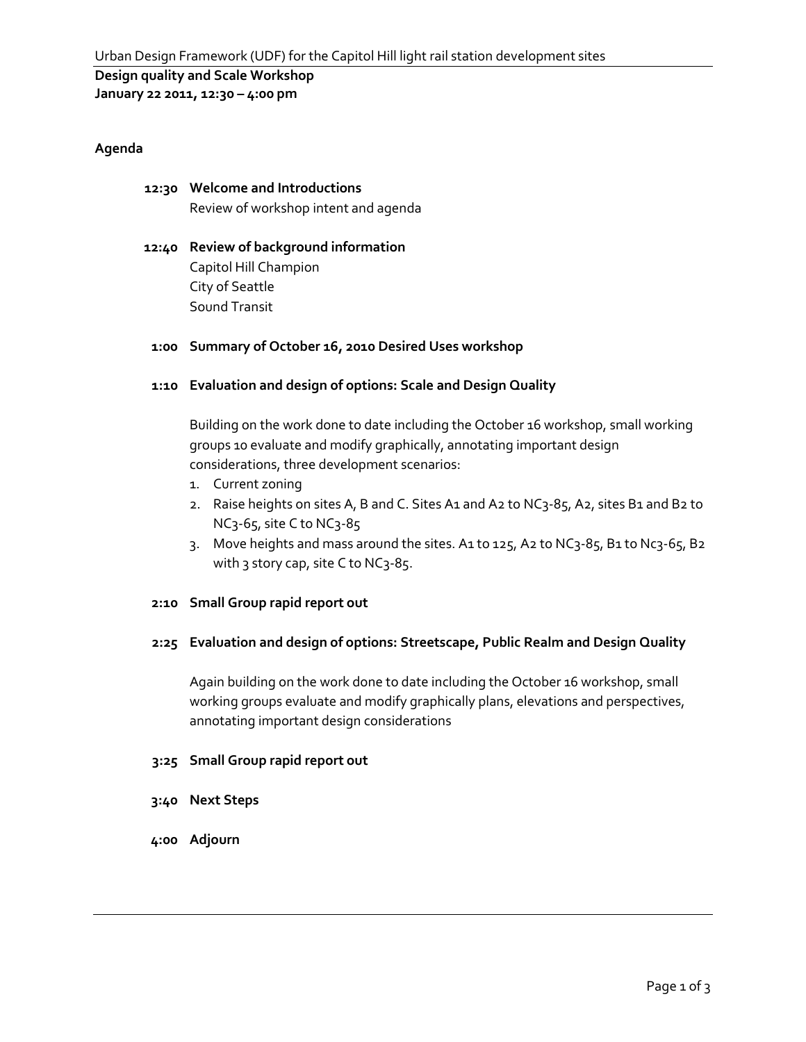Urban Design Framework (UDF) for the Capitol Hill light rail station development sites

**Design quality and Scale Workshop**
**January 22 2011, 12:30 – 4:00 pm**

## Agenda

**12:30 Welcome and Introductions**
Review of workshop intent and agenda

**12:40 Review of background information**
Capitol Hill Champion
City of Seattle
Sound Transit

**1:00 Summary of October 16, 2010 Desired Uses workshop**

**1:10 Evaluation and design of options: Scale and Design Quality**

Building on the work done to date including the October 16 workshop, small working groups 10 evaluate and modify graphically, annotating important design considerations, three development scenarios:

1. Current zoning
2. Raise heights on sites A, B and C. Sites A1 and A2 to NC3-85, A2, sites B1 and B2 to NC3-65, site C to NC3-85
3. Move heights and mass around the sites. A1 to 125, A2 to NC3-85, B1 to Nc3-65, B2 with 3 story cap, site C to NC3-85.

**2:10 Small Group rapid report out**

**2:25 Evaluation and design of options: Streetscape, Public Realm and Design Quality**

Again building on the work done to date including the October 16 workshop, small working groups evaluate and modify graphically plans, elevations and perspectives, annotating important design considerations

**3:25 Small Group rapid report out**

**3:40 Next Steps**

**4:00 Adjourn**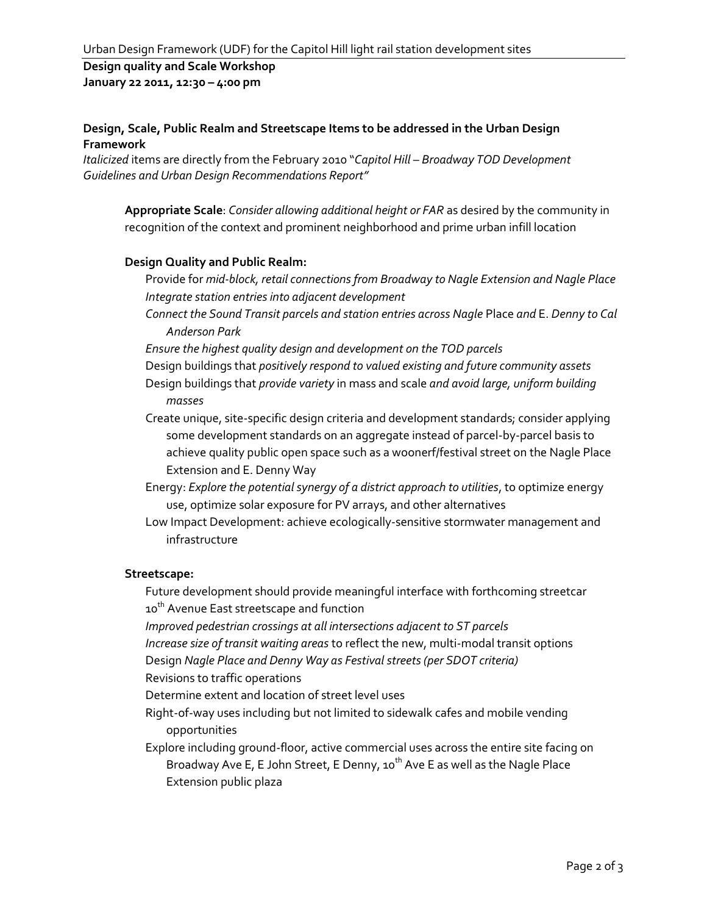Urban Design Framework (UDF) for the Capitol Hill light rail station development sites

**Design quality and Scale Workshop**
**January 22 2011, 12:30 – 4:00 pm**

**Design, Scale, Public Realm and Streetscape Items to be addressed in the Urban Design Framework**

*Italicized* items are directly from the February 2010 "*Capitol Hill – Broadway TOD Development Guidelines and Urban Design Recommendations Report"*

**Appropriate Scale**: *Consider allowing additional height or FAR* as desired by the community in recognition of the context and prominent neighborhood and prime urban infill location

**Design Quality and Public Realm:**

- Provide for *mid-block, retail connections from Broadway to Nagle Extension and Nagle Place*
- *Integrate station entries into adjacent development*
- *Connect the Sound Transit parcels and station entries across Nagle* Place *and* E. *Denny to Cal Anderson Park*
- *Ensure the highest quality design and development on the TOD parcels*
- Design buildings that *positively respond to valued existing and future community assets*
- Design buildings that *provide variety* in mass and scale *and avoid large, uniform building masses*
- Create unique, site-specific design criteria and development standards; consider applying some development standards on an aggregate instead of parcel-by-parcel basis to achieve quality public open space such as a woonerf/festival street on the Nagle Place Extension and E. Denny Way
- Energy: *Explore the potential synergy of a district approach to utilities*, to optimize energy use, optimize solar exposure for PV arrays, and other alternatives
- Low Impact Development: achieve ecologically-sensitive stormwater management and infrastructure

**Streetscape:**

- Future development should provide meaningful interface with forthcoming streetcar
- 10th Avenue East streetscape and function
- *Improved pedestrian crossings at all intersections adjacent to ST parcels*
- *Increase size of transit waiting areas* to reflect the new, multi-modal transit options
- Design *Nagle Place and Denny Way as Festival streets (per SDOT criteria)*
- Revisions to traffic operations
- Determine extent and location of street level uses
- Right-of-way uses including but not limited to sidewalk cafes and mobile vending opportunities
- Explore including ground-floor, active commercial uses across the entire site facing on Broadway Ave E, E John Street, E Denny, 10th Ave E as well as the Nagle Place Extension public plaza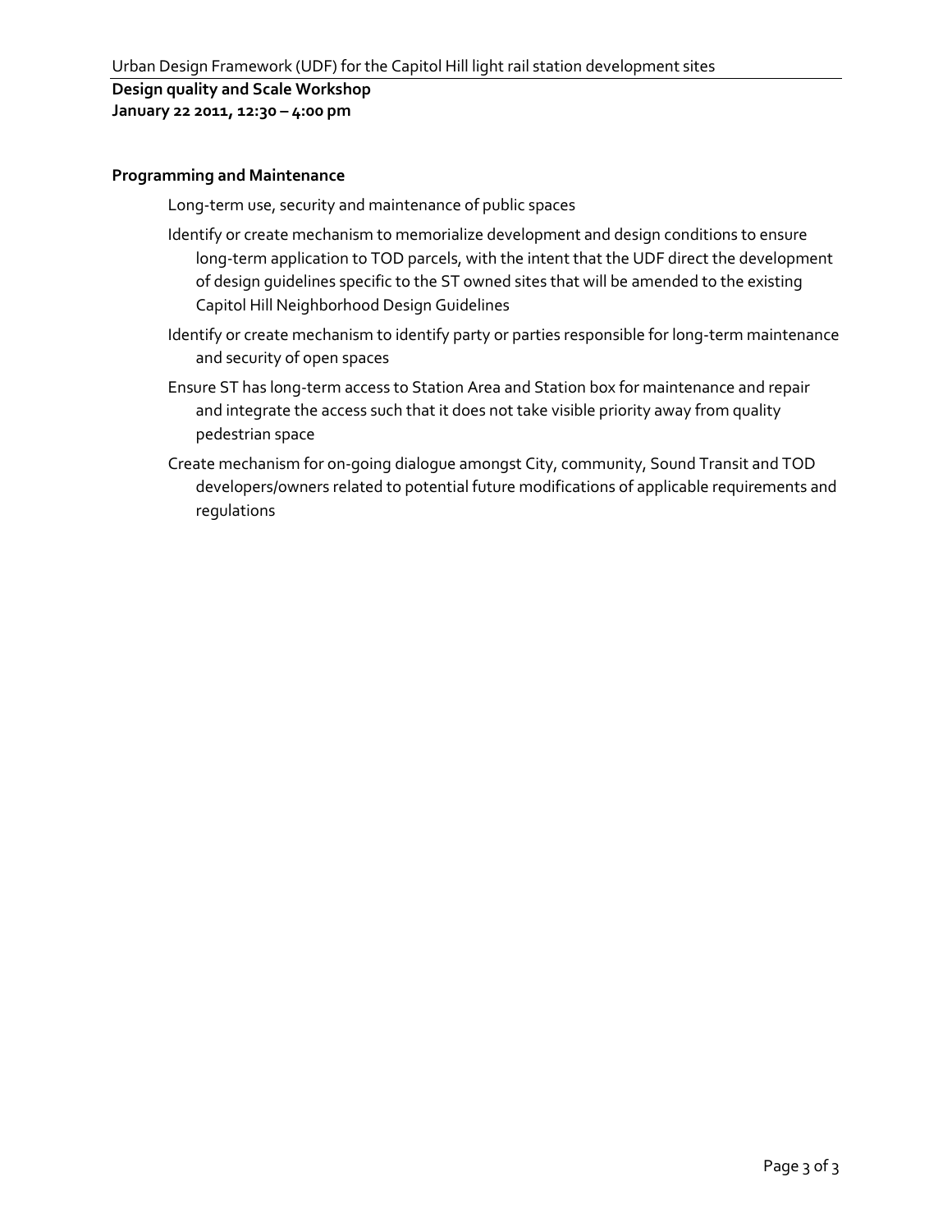**Programming and Maintenance**

Long-term use, security and maintenance of public spaces

Identify or create mechanism to memorialize development and design conditions to ensure long-term application to TOD parcels, with the intent that the UDF direct the development of design guidelines specific to the ST owned sites that will be amended to the existing Capitol Hill Neighborhood Design Guidelines

Identify or create mechanism to identify party or parties responsible for long-term maintenance and security of open spaces

Ensure ST has long-term access to Station Area and Station box for maintenance and repair and integrate the access such that it does not take visible priority away from quality pedestrian space

Create mechanism for on-going dialogue amongst City, community, Sound Transit and TOD developers/owners related to potential future modifications of applicable requirements and regulations